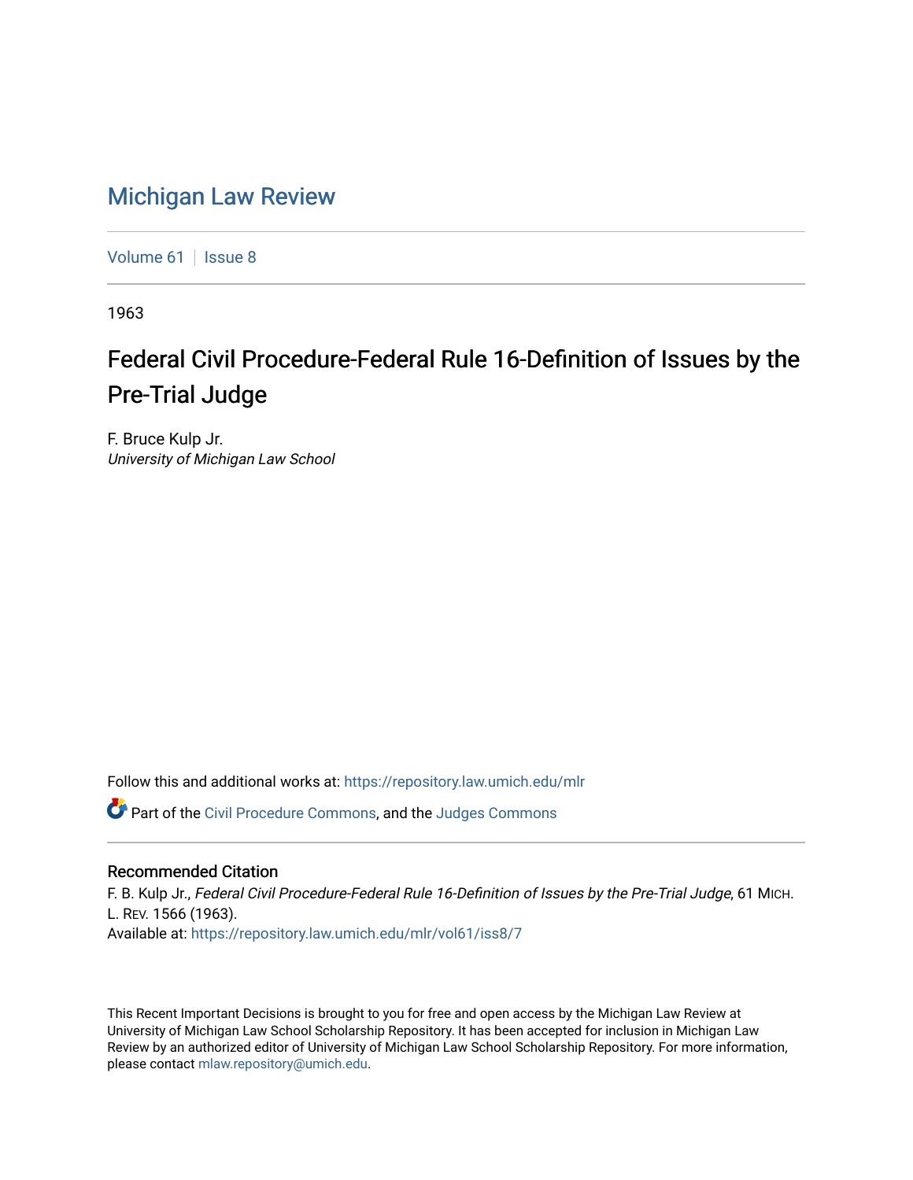# Michigan Law Review

Volume 61 | Issue 8

1963

## Federal Civil Procedure-Federal Rule 16-Definition of Issues by the Pre-Trial Judge

F. Bruce Kulp Jr.
*University of Michigan Law School*

Follow this and additional works at: https://repository.law.umich.edu/mlr

Part of the Civil Procedure Commons, and the Judges Commons

### Recommended Citation

F. B. Kulp Jr., *Federal Civil Procedure-Federal Rule 16-Definition of Issues by the Pre-Trial Judge*, 61 MICH. L. REV. 1566 (1963).
Available at: https://repository.law.umich.edu/mlr/vol61/iss8/7

This Recent Important Decisions is brought to you for free and open access by the Michigan Law Review at University of Michigan Law School Scholarship Repository. It has been accepted for inclusion in Michigan Law Review by an authorized editor of University of Michigan Law School Scholarship Repository. For more information, please contact mlaw.repository@umich.edu.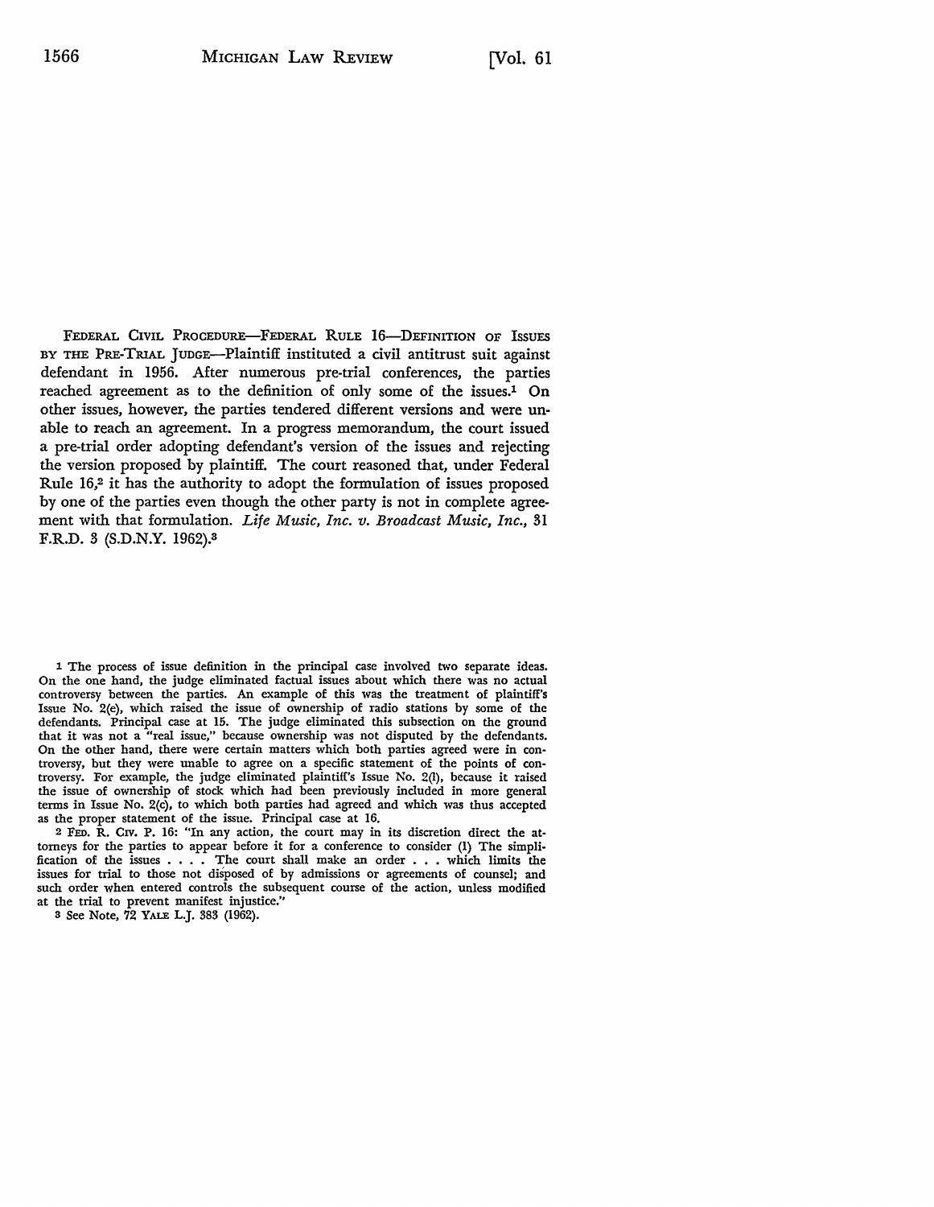FEDERAL CIVIL PROCEDURE—FEDERAL RULE 16—DEFINITION OF ISSUES BY THE PRE-TRIAL JUDGE—Plaintiff instituted a civil antitrust suit against defendant in 1956. After numerous pre-trial conferences, the parties reached agreement as to the definition of only some of the issues.[1] On other issues, however, the parties tendered different versions and were unable to reach an agreement. In a progress memorandum, the court issued a pre-trial order adopting defendant's version of the issues and rejecting the version proposed by plaintiff. The court reasoned that, under Federal Rule 16,[2] it has the authority to adopt the formulation of issues proposed by one of the parties even though the other party is not in complete agreement with that formulation. *Life Music, Inc. v. Broadcast Music, Inc.*, 31 F.R.D. 3 (S.D.N.Y. 1962).[3]

---

[1] The process of issue definition in the principal case involved two separate ideas. On the one hand, the judge eliminated factual issues about which there was no actual controversy between the parties. An example of this was the treatment of plaintiff's Issue No. 2(e), which raised the issue of ownership of radio stations by some of the defendants. Principal case at 15. The judge eliminated this subsection on the ground that it was not a "real issue," because ownership was not disputed by the defendants. On the other hand, there were certain matters which both parties agreed were in controversy, but they were unable to agree on a specific statement of the points of controversy. For example, the judge eliminated plaintiff's Issue No. 2(l), because it raised the issue of ownership of stock which had been previously included in more general terms in Issue No. 2(c), to which both parties had agreed and which was thus accepted as the proper statement of the issue. Principal case at 16.

[2] FED. R. CIV. P. 16: "In any action, the court may in its discretion direct the attorneys for the parties to appear before it for a conference to consider (1) The simplification of the issues . . . . The court shall make an order . . . which limits the issues for trial to those not disposed of by admissions or agreements of counsel; and such order when entered controls the subsequent course of the action, unless modified at the trial to prevent manifest injustice."

[3] See Note, 72 YALE L.J. 383 (1962).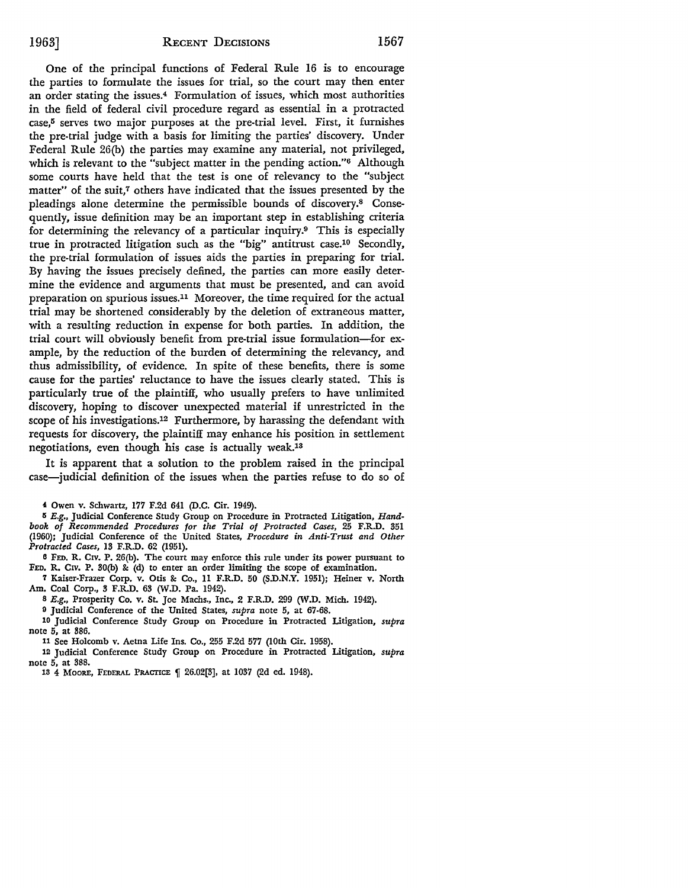One of the principal functions of Federal Rule 16 is to encourage the parties to formulate the issues for trial, so the court may then enter an order stating the issues.[4] Formulation of issues, which most authorities in the field of federal civil procedure regard as essential in a protracted case,[5] serves two major purposes at the pre-trial level. First, it furnishes the pre-trial judge with a basis for limiting the parties' discovery. Under Federal Rule 26(b) the parties may examine any material, not privileged, which is relevant to the "subject matter in the pending action."[6] Although some courts have held that the test is one of relevancy to the "subject matter" of the suit,[7] others have indicated that the issues presented by the pleadings alone determine the permissible bounds of discovery.[8] Consequently, issue definition may be an important step in establishing criteria for determining the relevancy of a particular inquiry.[9] This is especially true in protracted litigation such as the "big" antitrust case.[10] Secondly, the pre-trial formulation of issues aids the parties in preparing for trial. By having the issues precisely defined, the parties can more easily determine the evidence and arguments that must be presented, and can avoid preparation on spurious issues.[11] Moreover, the time required for the actual trial may be shortened considerably by the deletion of extraneous matter, with a resulting reduction in expense for both parties. In addition, the trial court will obviously benefit from pre-trial issue formulation—for example, by the reduction of the burden of determining the relevancy, and thus admissibility, of evidence. In spite of these benefits, there is some cause for the parties' reluctance to have the issues clearly stated. This is particularly true of the plaintiff, who usually prefers to have unlimited discovery, hoping to discover unexpected material if unrestricted in the scope of his investigations.[12] Furthermore, by harassing the defendant with requests for discovery, the plaintiff may enhance his position in settlement negotiations, even though his case is actually weak.[13]

It is apparent that a solution to the problem raised in the principal case—judicial definition of the issues when the parties refuse to do so of

---

4 Owen v. Schwartz, 177 F.2d 641 (D.C. Cir. 1949).

5 *E.g.*, Judicial Conference Study Group on Procedure in Protracted Litigation, *Handbook of Recommended Procedures for the Trial of Protracted Cases*, 25 F.R.D. 351 (1960); Judicial Conference of the United States, *Procedure in Anti-Trust and Other Protracted Cases*, 13 F.R.D. 62 (1951).

6 FED. R. CIV. P. 26(b). The court may enforce this rule under its power pursuant to FED. R. CIV. P. 30(b) & (d) to enter an order limiting the scope of examination.

7 Kaiser-Frazer Corp. v. Otis & Co., 11 F.R.D. 50 (S.D.N.Y. 1951); Heiner v. North Am. Coal Corp., 3 F.R.D. 63 (W.D. Pa. 1942).

8 *E.g.*, Prosperity Co. v. St. Joe Machs., Inc., 2 F.R.D. 299 (W.D. Mich. 1942).

9 Judicial Conference of the United States, *supra* note 5, at 67-68.

10 Judicial Conference Study Group on Procedure in Protracted Litigation, *supra* note 5, at 386.

11 See Holcomb v. Aetna Life Ins. Co., 255 F.2d 577 (10th Cir. 1958).

12 Judicial Conference Study Group on Procedure in Protracted Litigation, *supra* note 5, at 388.

13 4 MOORE, FEDERAL PRACTICE ¶ 26.02[3], at 1037 (2d ed. 1948).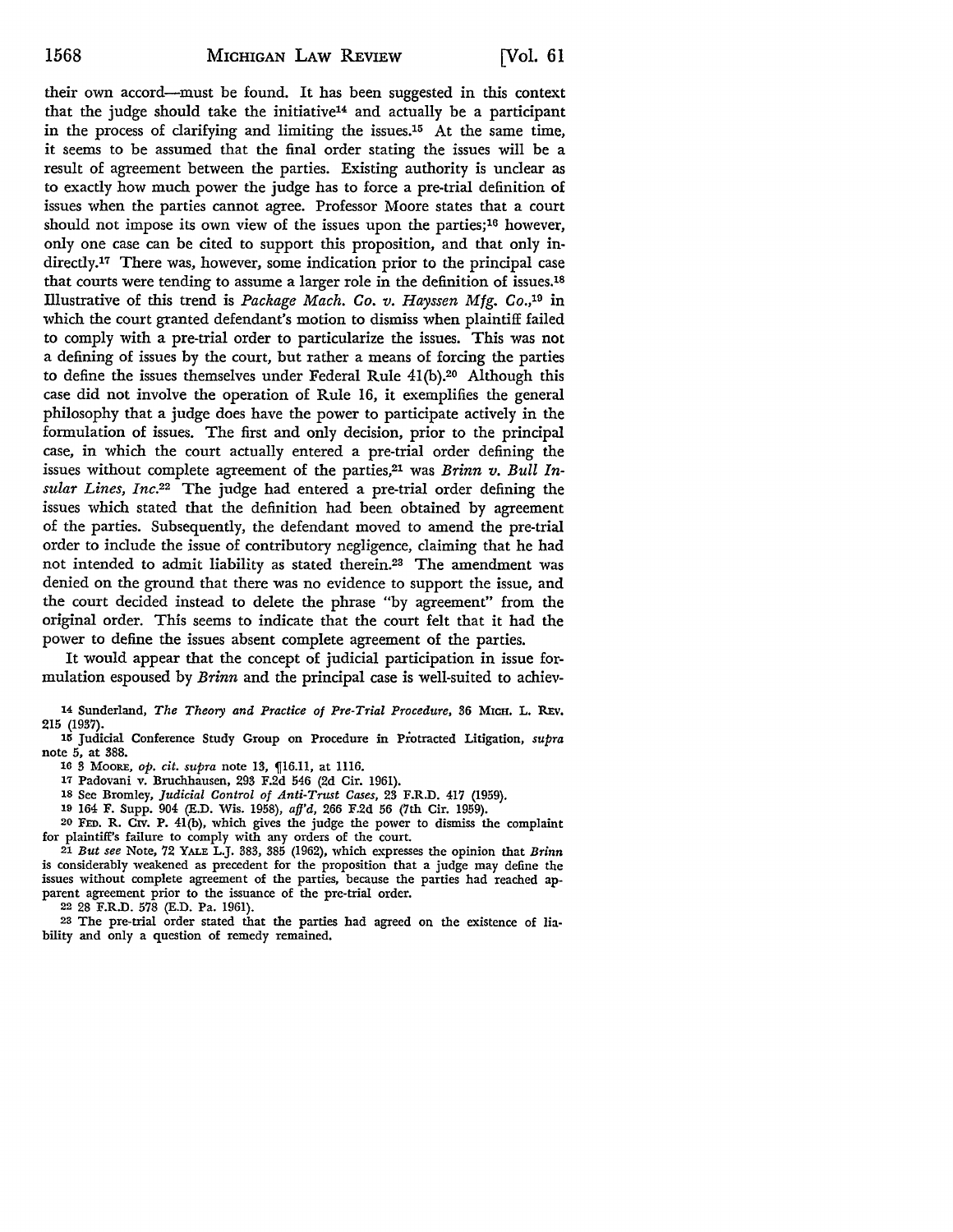their own accord—must be found. It has been suggested in this context that the judge should take the initiative[14] and actually be a participant in the process of clarifying and limiting the issues.[15] At the same time, it seems to be assumed that the final order stating the issues will be a result of agreement between the parties. Existing authority is unclear as to exactly how much power the judge has to force a pre-trial definition of issues when the parties cannot agree. Professor Moore states that a court should not impose its own view of the issues upon the parties;[16] however, only one case can be cited to support this proposition, and that only indirectly.[17] There was, however, some indication prior to the principal case that courts were tending to assume a larger role in the definition of issues.[18] Illustrative of this trend is *Package Mach. Co. v. Hayssen Mfg. Co.*,[19] in which the court granted defendant's motion to dismiss when plaintiff failed to comply with a pre-trial order to particularize the issues. This was not a defining of issues by the court, but rather a means of forcing the parties to define the issues themselves under Federal Rule 41(b).[20] Although this case did not involve the operation of Rule 16, it exemplifies the general philosophy that a judge does have the power to participate actively in the formulation of issues. The first and only decision, prior to the principal case, in which the court actually entered a pre-trial order defining the issues without complete agreement of the parties,[21] was *Brinn v. Bull Insular Lines, Inc.*[22] The judge had entered a pre-trial order defining the issues which stated that the definition had been obtained by agreement of the parties. Subsequently, the defendant moved to amend the pre-trial order to include the issue of contributory negligence, claiming that he had not intended to admit liability as stated therein.[23] The amendment was denied on the ground that there was no evidence to support the issue, and the court decided instead to delete the phrase "by agreement" from the original order. This seems to indicate that the court felt that it had the power to define the issues absent complete agreement of the parties.

It would appear that the concept of judicial participation in issue formulation espoused by *Brinn* and the principal case is well-suited to achiev-

---

14 Sunderland, *The Theory and Practice of Pre-Trial Procedure*, 36 MICH. L. REV. 215 (1937).

15 Judicial Conference Study Group on Procedure in Protracted Litigation, *supra* note 5, at 388.

16 3 MOORE, *op. cit. supra* note 13, ¶16.11, at 1116.

17 Padovani v. Bruchhausen, 293 F.2d 546 (2d Cir. 1961).

18 See Bromley, *Judicial Control of Anti-Trust Cases*, 23 F.R.D. 417 (1959).

19 164 F. Supp. 904 (E.D. Wis. 1958), *aff'd*, 266 F.2d 56 (7th Cir. 1959).

20 FED. R. CIV. P. 41(b), which gives the judge the power to dismiss the complaint for plaintiff's failure to comply with any orders of the court.

21 *But see* Note, 72 YALE L.J. 383, 385 (1962), which expresses the opinion that *Brinn* is considerably weakened as precedent for the proposition that a judge may define the issues without complete agreement of the parties, because the parties had reached apparent agreement prior to the issuance of the pre-trial order.

22 28 F.R.D. 578 (E.D. Pa. 1961).

23 The pre-trial order stated that the parties had agreed on the existence of liability and only a question of remedy remained.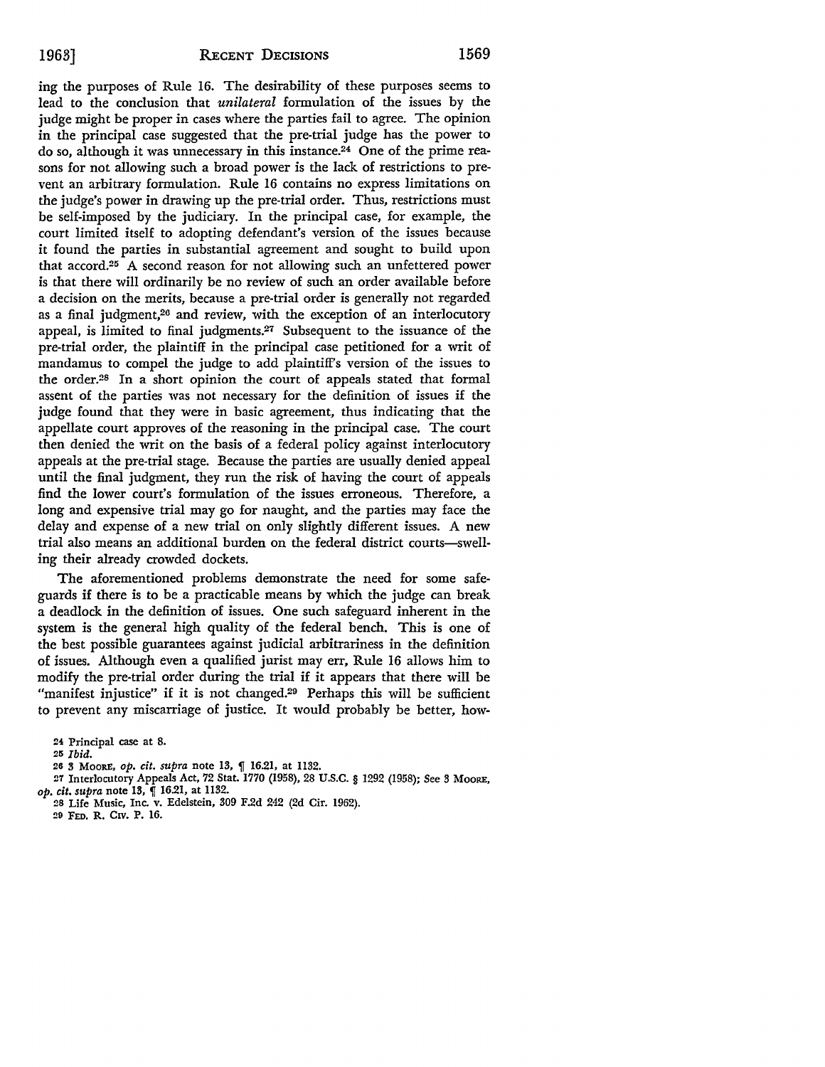ing the purposes of Rule 16. The desirability of these purposes seems to lead to the conclusion that *unilateral* formulation of the issues by the judge might be proper in cases where the parties fail to agree. The opinion in the principal case suggested that the pre-trial judge has the power to do so, although it was unnecessary in this instance.[24] One of the prime reasons for not allowing such a broad power is the lack of restrictions to prevent an arbitrary formulation. Rule 16 contains no express limitations on the judge's power in drawing up the pre-trial order. Thus, restrictions must be self-imposed by the judiciary. In the principal case, for example, the court limited itself to adopting defendant's version of the issues because it found the parties in substantial agreement and sought to build upon that accord.[25] A second reason for not allowing such an unfettered power is that there will ordinarily be no review of such an order available before a decision on the merits, because a pre-trial order is generally not regarded as a final judgment,[26] and review, with the exception of an interlocutory appeal, is limited to final judgments.[27] Subsequent to the issuance of the pre-trial order, the plaintiff in the principal case petitioned for a writ of mandamus to compel the judge to add plaintiff's version of the issues to the order.[28] In a short opinion the court of appeals stated that formal assent of the parties was not necessary for the definition of issues if the judge found that they were in basic agreement, thus indicating that the appellate court approves of the reasoning in the principal case. The court then denied the writ on the basis of a federal policy against interlocutory appeals at the pre-trial stage. Because the parties are usually denied appeal until the final judgment, they run the risk of having the court of appeals find the lower court's formulation of the issues erroneous. Therefore, a long and expensive trial may go for naught, and the parties may face the delay and expense of a new trial on only slightly different issues. A new trial also means an additional burden on the federal district courts—swelling their already crowded dockets.

The aforementioned problems demonstrate the need for some safeguards if there is to be a practicable means by which the judge can break a deadlock in the definition of issues. One such safeguard inherent in the system is the general high quality of the federal bench. This is one of the best possible guarantees against judicial arbitrariness in the definition of issues. Although even a qualified jurist may err, Rule 16 allows him to modify the pre-trial order during the trial if it appears that there will be "manifest injustice" if it is not changed.[29] Perhaps this will be sufficient to prevent any miscarriage of justice. It would probably be better, how-

---

24 Principal case at 8.

25 *Ibid.*

26 3 MOORE, *op. cit. supra* note 13, ¶ 16.21, at 1132.

27 Interlocutory Appeals Act, 72 Stat. 1770 (1958), 28 U.S.C. § 1292 (1958); See 3 MOORE, *op. cit. supra* note 13, ¶ 16.21, at 1132.

28 Life Music, Inc. v. Edelstein, 309 F.2d 242 (2d Cir. 1962).

29 FED. R. CIV. P. 16.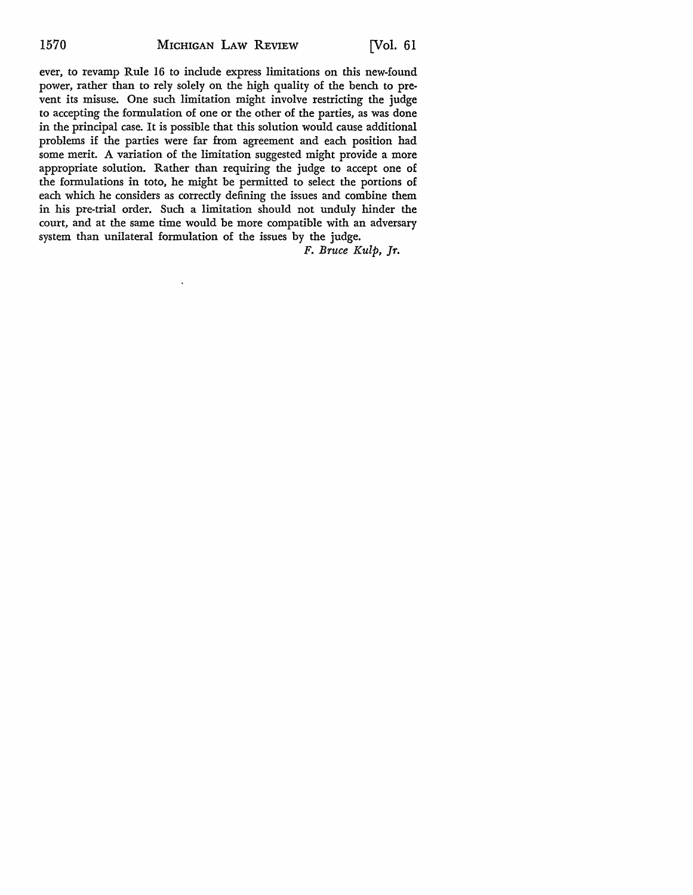ever, to revamp Rule 16 to include express limitations on this new-found power, rather than to rely solely on the high quality of the bench to prevent its misuse. One such limitation might involve restricting the judge to accepting the formulation of one or the other of the parties, as was done in the principal case. It is possible that this solution would cause additional problems if the parties were far from agreement and each position had some merit. A variation of the limitation suggested might provide a more appropriate solution. Rather than requiring the judge to accept one of the formulations in toto, he might be permitted to select the portions of each which he considers as correctly defining the issues and combine them in his pre-trial order. Such a limitation should not unduly hinder the court, and at the same time would be more compatible with an adversary system than unilateral formulation of the issues by the judge.

*F. Bruce Kulp, Jr.*